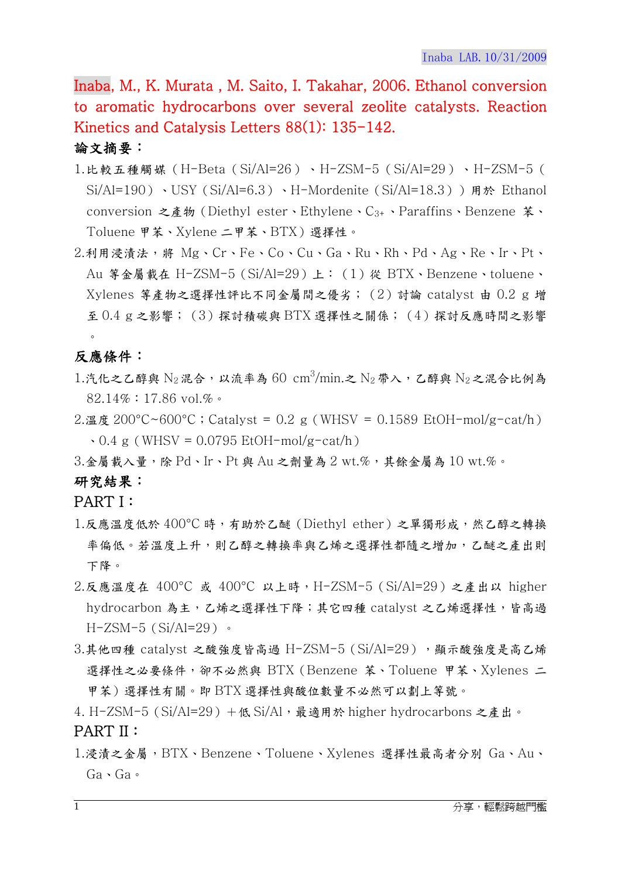Inaba, M., K. Murata , M. Saito, I. Takahar, 2006. Ethanol conversion to aromatic hydrocarbons over several zeolite catalysts. Reaction Kinetics and Catalysis Letters 88(1): 135-142.

**論文摘要：**

1. 比較五種觸媒（H-Beta（Si/Al=26）、H-ZSM-5（Si/Al=29）、H-ZSM-5（Si/Al=190）、USY（Si/Al=6.3）、H-Mordenite（Si/Al=18.3））用於 Ethanol conversion 之產物（Diethyl ester、Ethylene、$C_{3+}$、Paraffins、Benzene 苯、Toluene 甲苯、Xylene 二甲苯、BTX）選擇性。
2. 利用浸漬法，將 Mg、Cr、Fe、Co、Cu、Ga、Ru、Rh、Pd、Ag、Re、Ir、Pt、Au 等金屬載在 H-ZSM-5（Si/Al=29）上：（1）從 BTX、Benzene、toluene、Xylenes 等產物之選擇性評比不同金屬間之優劣；（2）討論 catalyst 由 0.2 g 增至 0.4 g 之影響；（3）探討積碳與 BTX 選擇性之關係；（4）探討反應時間之影響。

**反應條件：**

1. 汽化之乙醇與 $N_2$ 混合，以流率為 60 $cm^3$/min.之 $N_2$ 帶入，乙醇與 $N_2$ 之混合比例為 82.14%：17.86 vol.%。
2. 溫度 200°C~600°C；Catalyst = 0.2 g（WHSV = 0.1589 EtOH-mol/g-cat/h）、0.4 g（WHSV = 0.0795 EtOH-mol/g-cat/h）
3. 金屬載入量，除 Pd、Ir、Pt 與 Au 之劑量為 2 wt.%，其餘金屬為 10 wt.%。

**研究結果：**

PART I：

1. 反應溫度低於 400°C 時，有助於乙醚（Diethyl ether）之單獨形成，然乙醇之轉換率偏低。若溫度上升，則乙醇之轉換率與乙烯之選擇性都隨之增加，乙醚之產出則下降。
2. 反應溫度在 400°C 或 400°C 以上時，H-ZSM-5（Si/Al=29）之產出以 higher hydrocarbon 為主，乙烯之選擇性下降；其它四種 catalyst 之乙烯選擇性，皆高過 H-ZSM-5（Si/Al=29）。
3. 其他四種 catalyst 之酸強度皆高過 H-ZSM-5（Si/Al=29），顯示酸強度是高乙烯選擇性之必要條件，卻不必然與 BTX（Benzene 苯、Toluene 甲苯、Xylenes 二甲苯）選擇性有關。即 BTX 選擇性與酸位數量不必然可以劃上等號。
4. H-ZSM-5（Si/Al=29）＋低 Si/Al，最適用於 higher hydrocarbons 之產出。

PART II：

1. 浸漬之金屬，BTX、Benzene、Toluene、Xylenes 選擇性最高者分別 Ga、Au、Ga、Ga。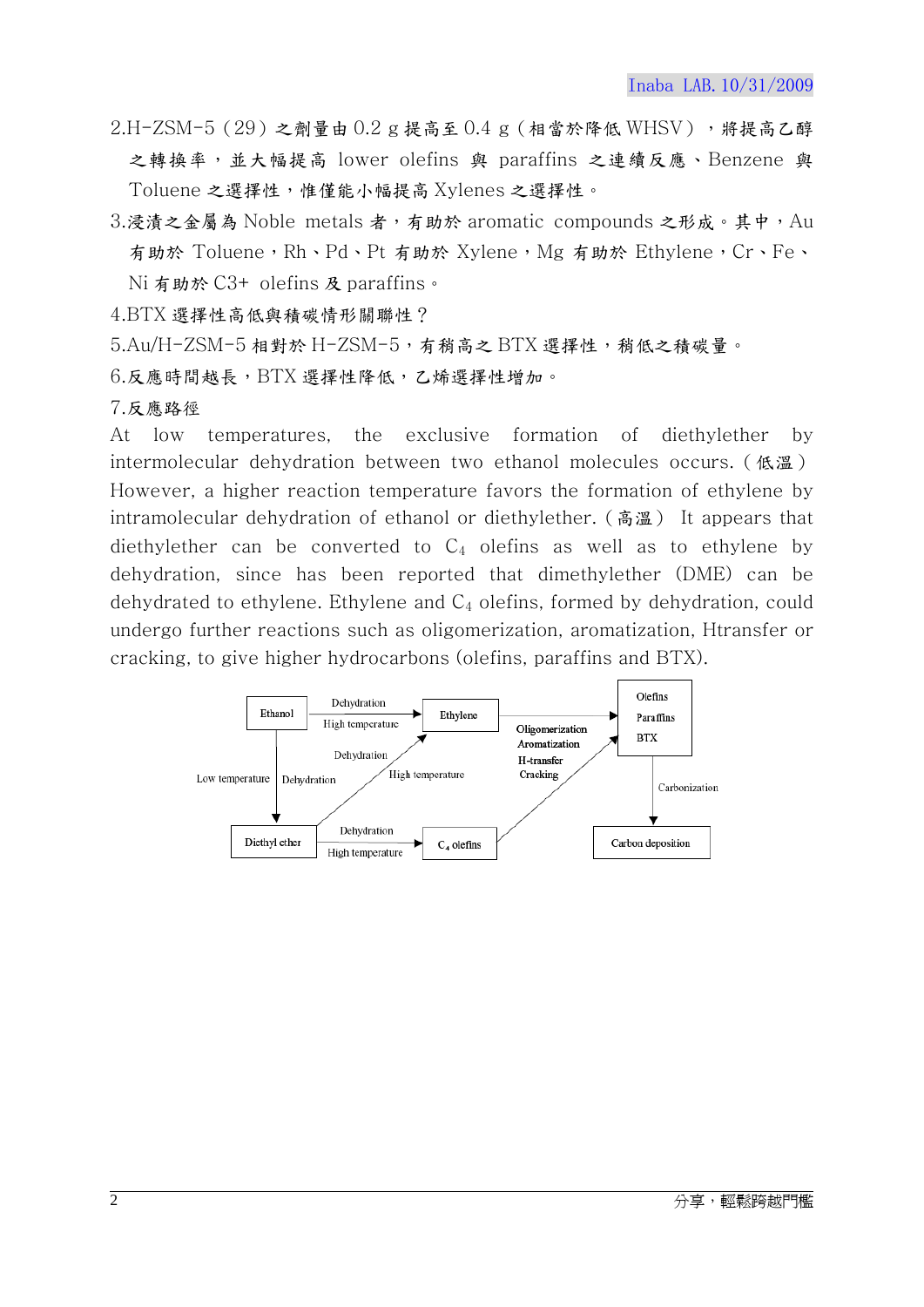2.H-ZSM-5（29）之劑量由 0.2 g 提高至 0.4 g（相當於降低 WHSV），將提高乙醇之轉換率，並大幅提高 lower olefins 與 paraffins 之連續反應、Benzene 與 Toluene 之選擇性，惟僅能小幅提高 Xylenes 之選擇性。

3.浸漬之金屬為 Noble metals 者，有助於 aromatic compounds 之形成。其中，Au 有助於 Toluene，Rh、Pd、Pt 有助於 Xylene，Mg 有助於 Ethylene，Cr、Fe、Ni 有助於 C3+ olefins 及 paraffins。

4.BTX 選擇性高低與積碳情形關聯性？

5.Au/H-ZSM-5 相對於 H-ZSM-5，有稍高之 BTX 選擇性，稍低之積碳量。

6.反應時間越長，BTX 選擇性降低，乙烯選擇性增加。

7.反應路徑

At low temperatures, the exclusive formation of diethylether by intermolecular dehydration between two ethanol molecules occurs.（低溫）However, a higher reaction temperature favors the formation of ethylene by intramolecular dehydration of ethanol or diethylether.（高溫） It appears that diethylether can be converted to $C_4$ olefins as well as to ethylene by dehydration, since has been reported that dimethylether (DME) can be dehydrated to ethylene. Ethylene and $C_4$ olefins, formed by dehydration, could undergo further reactions such as oligomerization, aromatization, Htransfer or cracking, to give higher hydrocarbons (olefins, paraffins and BTX).

Ethanol
Dehydration
High temperature
Ethylene
Low temperature
Dehydration
Dehydration
High temperature
Diethyl ether
Dehydration
High temperature
$C_4$ olefins
Oligomerization
Aromatization
H-transfer
Cracking
Olefins
Paraffins
BTX
Carbonization
Carbon deposition